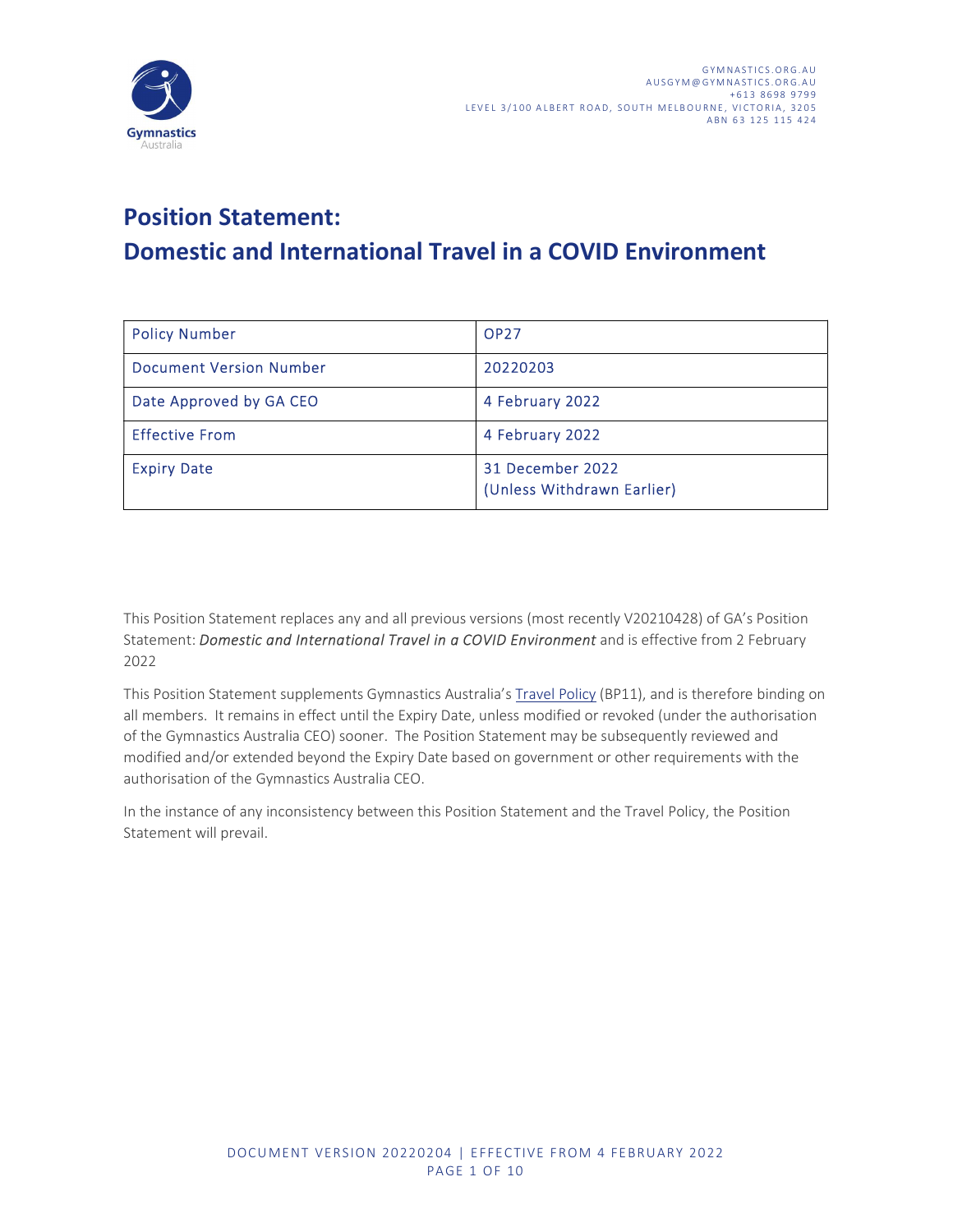GYMNASTICS.ORG.AU
AUSGYM@GYMNASTICS.ORG.AU
+613 8698 9799
LEVEL 3/100 ALBERT ROAD, SOUTH MELBOURNE, VICTORIA, 3205
ABN 63 125 115 424

# Position Statement:
# Domestic and International Travel in a COVID Environment

| Policy Number | OP27 |
|---|---|
| Document Version Number | 20220203 |
| Date Approved by GA CEO | 4 February 2022 |
| Effective From | 4 February 2022 |
| Expiry Date | 31 December 2022 (Unless Withdrawn Earlier) |

This Position Statement replaces any and all previous versions (most recently V20210428) of GA's Position Statement: *Domestic and International Travel in a COVID Environment* and is effective from 2 February 2022

This Position Statement supplements Gymnastics Australia's Travel Policy (BP11), and is therefore binding on all members. It remains in effect until the Expiry Date, unless modified or revoked (under the authorisation of the Gymnastics Australia CEO) sooner. The Position Statement may be subsequently reviewed and modified and/or extended beyond the Expiry Date based on government or other requirements with the authorisation of the Gymnastics Australia CEO.

In the instance of any inconsistency between this Position Statement and the Travel Policy, the Position Statement will prevail.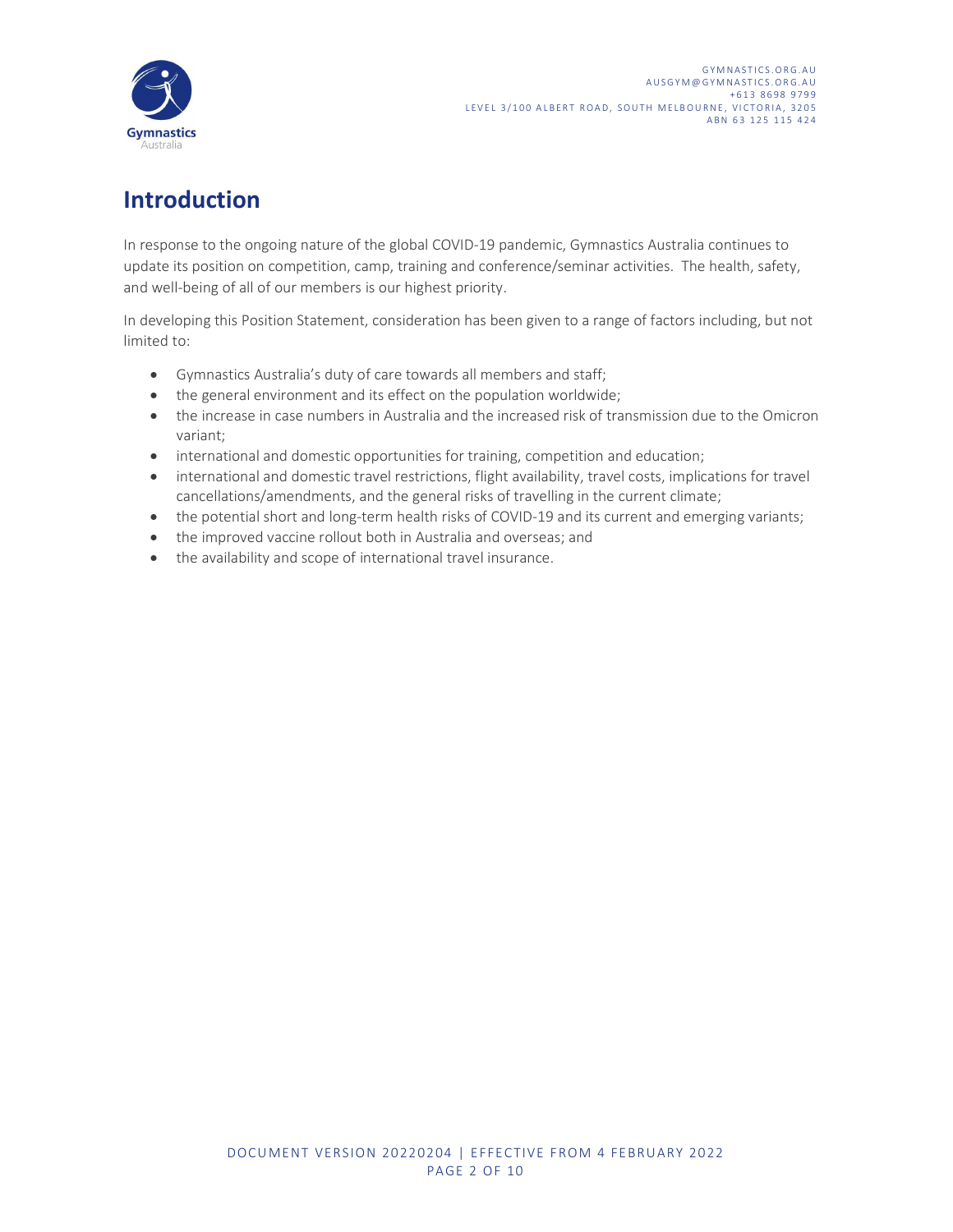# Introduction

In response to the ongoing nature of the global COVID-19 pandemic, Gymnastics Australia continues to update its position on competition, camp, training and conference/seminar activities. The health, safety, and well-being of all of our members is our highest priority.

In developing this Position Statement, consideration has been given to a range of factors including, but not limited to:

- Gymnastics Australia's duty of care towards all members and staff;
- the general environment and its effect on the population worldwide;
- the increase in case numbers in Australia and the increased risk of transmission due to the Omicron variant;
- international and domestic opportunities for training, competition and education;
- international and domestic travel restrictions, flight availability, travel costs, implications for travel cancellations/amendments, and the general risks of travelling in the current climate;
- the potential short and long-term health risks of COVID-19 and its current and emerging variants;
- the improved vaccine rollout both in Australia and overseas; and
- the availability and scope of international travel insurance.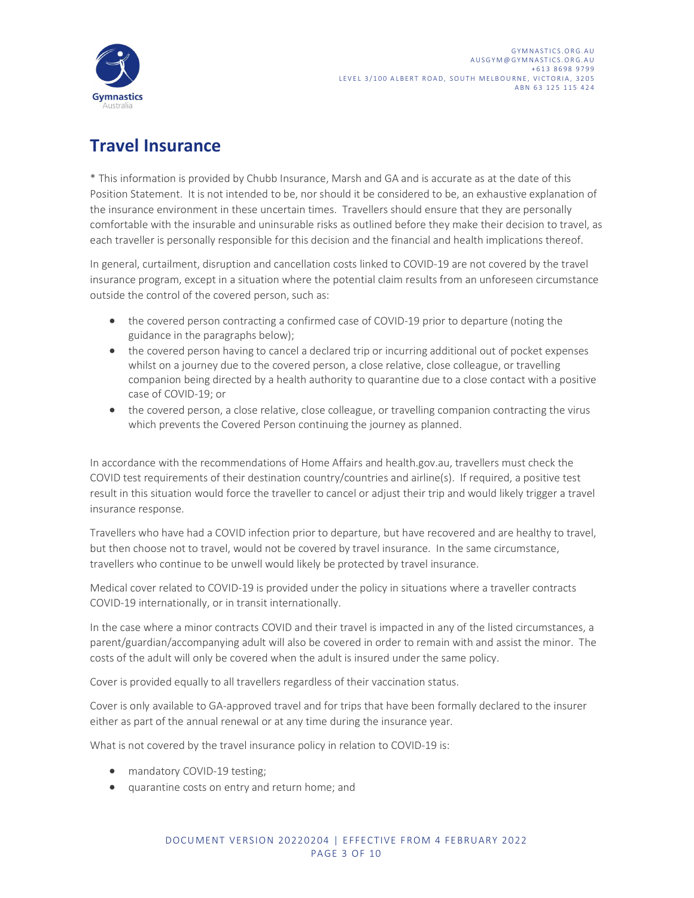# Travel Insurance

* This information is provided by Chubb Insurance, Marsh and GA and is accurate as at the date of this Position Statement. It is not intended to be, nor should it be considered to be, an exhaustive explanation of the insurance environment in these uncertain times. Travellers should ensure that they are personally comfortable with the insurable and uninsurable risks as outlined before they make their decision to travel, as each traveller is personally responsible for this decision and the financial and health implications thereof.

In general, curtailment, disruption and cancellation costs linked to COVID-19 are not covered by the travel insurance program, except in a situation where the potential claim results from an unforeseen circumstance outside the control of the covered person, such as:

- the covered person contracting a confirmed case of COVID-19 prior to departure (noting the guidance in the paragraphs below);
- the covered person having to cancel a declared trip or incurring additional out of pocket expenses whilst on a journey due to the covered person, a close relative, close colleague, or travelling companion being directed by a health authority to quarantine due to a close contact with a positive case of COVID-19; or
- the covered person, a close relative, close colleague, or travelling companion contracting the virus which prevents the Covered Person continuing the journey as planned.

In accordance with the recommendations of Home Affairs and health.gov.au, travellers must check the COVID test requirements of their destination country/countries and airline(s). If required, a positive test result in this situation would force the traveller to cancel or adjust their trip and would likely trigger a travel insurance response.

Travellers who have had a COVID infection prior to departure, but have recovered and are healthy to travel, but then choose not to travel, would not be covered by travel insurance. In the same circumstance, travellers who continue to be unwell would likely be protected by travel insurance.

Medical cover related to COVID-19 is provided under the policy in situations where a traveller contracts COVID-19 internationally, or in transit internationally.

In the case where a minor contracts COVID and their travel is impacted in any of the listed circumstances, a parent/guardian/accompanying adult will also be covered in order to remain with and assist the minor. The costs of the adult will only be covered when the adult is insured under the same policy.

Cover is provided equally to all travellers regardless of their vaccination status.

Cover is only available to GA-approved travel and for trips that have been formally declared to the insurer either as part of the annual renewal or at any time during the insurance year.

What is not covered by the travel insurance policy in relation to COVID-19 is:

- mandatory COVID-19 testing;
- quarantine costs on entry and return home; and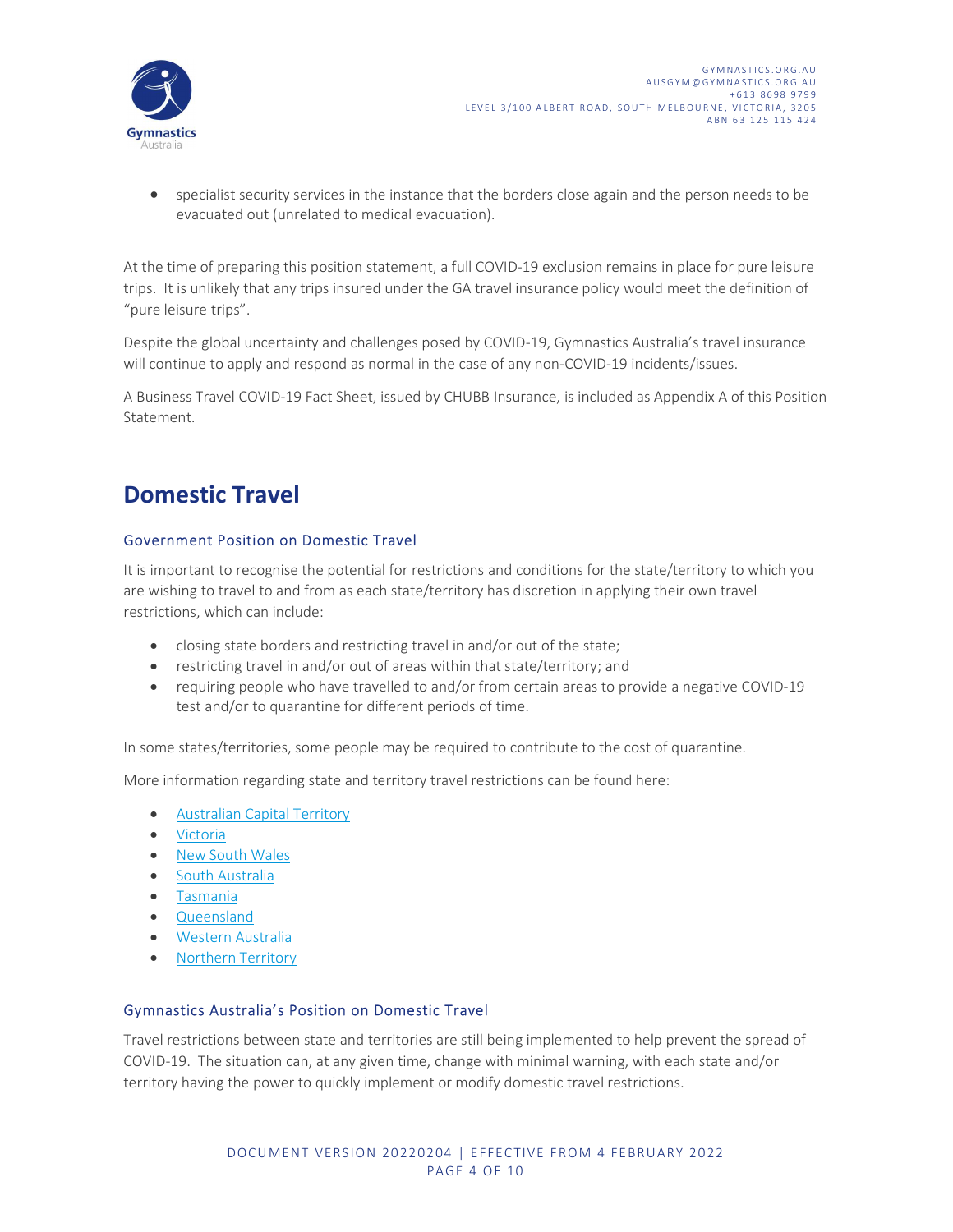- specialist security services in the instance that the borders close again and the person needs to be evacuated out (unrelated to medical evacuation).

At the time of preparing this position statement, a full COVID-19 exclusion remains in place for pure leisure trips. It is unlikely that any trips insured under the GA travel insurance policy would meet the definition of "pure leisure trips".

Despite the global uncertainty and challenges posed by COVID-19, Gymnastics Australia's travel insurance will continue to apply and respond as normal in the case of any non-COVID-19 incidents/issues.

A Business Travel COVID-19 Fact Sheet, issued by CHUBB Insurance, is included as Appendix A of this Position Statement.

# Domestic Travel

### Government Position on Domestic Travel

It is important to recognise the potential for restrictions and conditions for the state/territory to which you are wishing to travel to and from as each state/territory has discretion in applying their own travel restrictions, which can include:

- closing state borders and restricting travel in and/or out of the state;
- restricting travel in and/or out of areas within that state/territory; and
- requiring people who have travelled to and/or from certain areas to provide a negative COVID-19 test and/or to quarantine for different periods of time.

In some states/territories, some people may be required to contribute to the cost of quarantine.

More information regarding state and territory travel restrictions can be found here:

- Australian Capital Territory
- Victoria
- New South Wales
- South Australia
- Tasmania
- Queensland
- Western Australia
- Northern Territory

### Gymnastics Australia's Position on Domestic Travel

Travel restrictions between state and territories are still being implemented to help prevent the spread of COVID-19. The situation can, at any given time, change with minimal warning, with each state and/or territory having the power to quickly implement or modify domestic travel restrictions.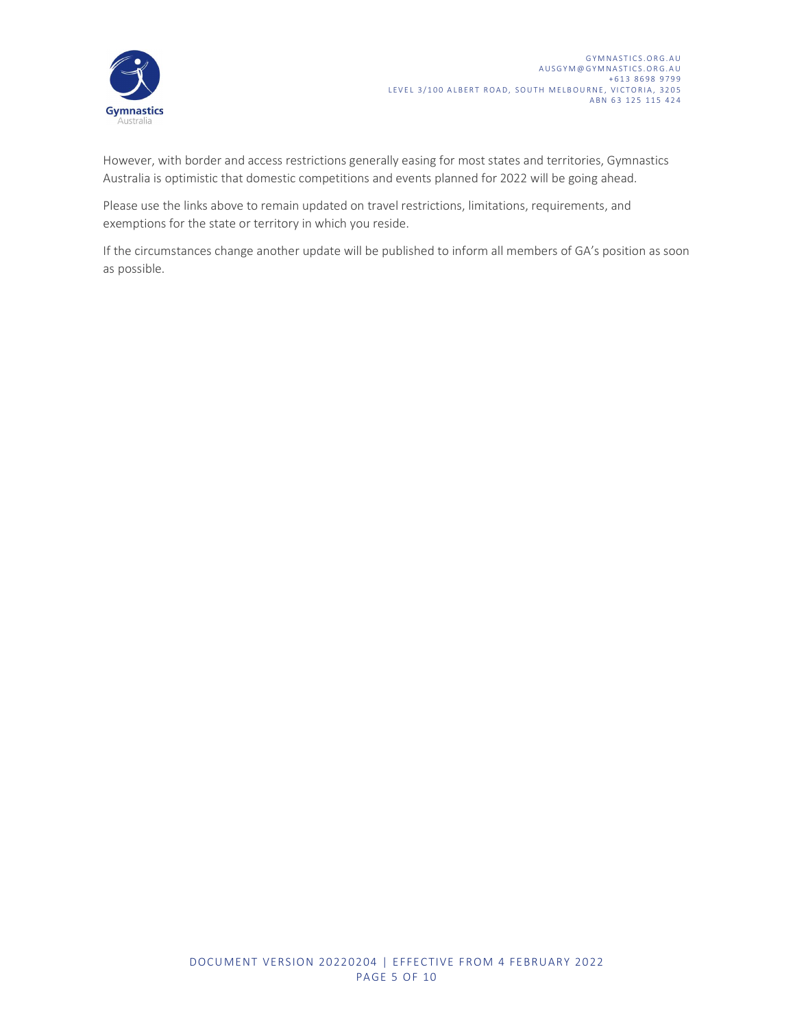However, with border and access restrictions generally easing for most states and territories, Gymnastics Australia is optimistic that domestic competitions and events planned for 2022 will be going ahead.

Please use the links above to remain updated on travel restrictions, limitations, requirements, and exemptions for the state or territory in which you reside.

If the circumstances change another update will be published to inform all members of GA's position as soon as possible.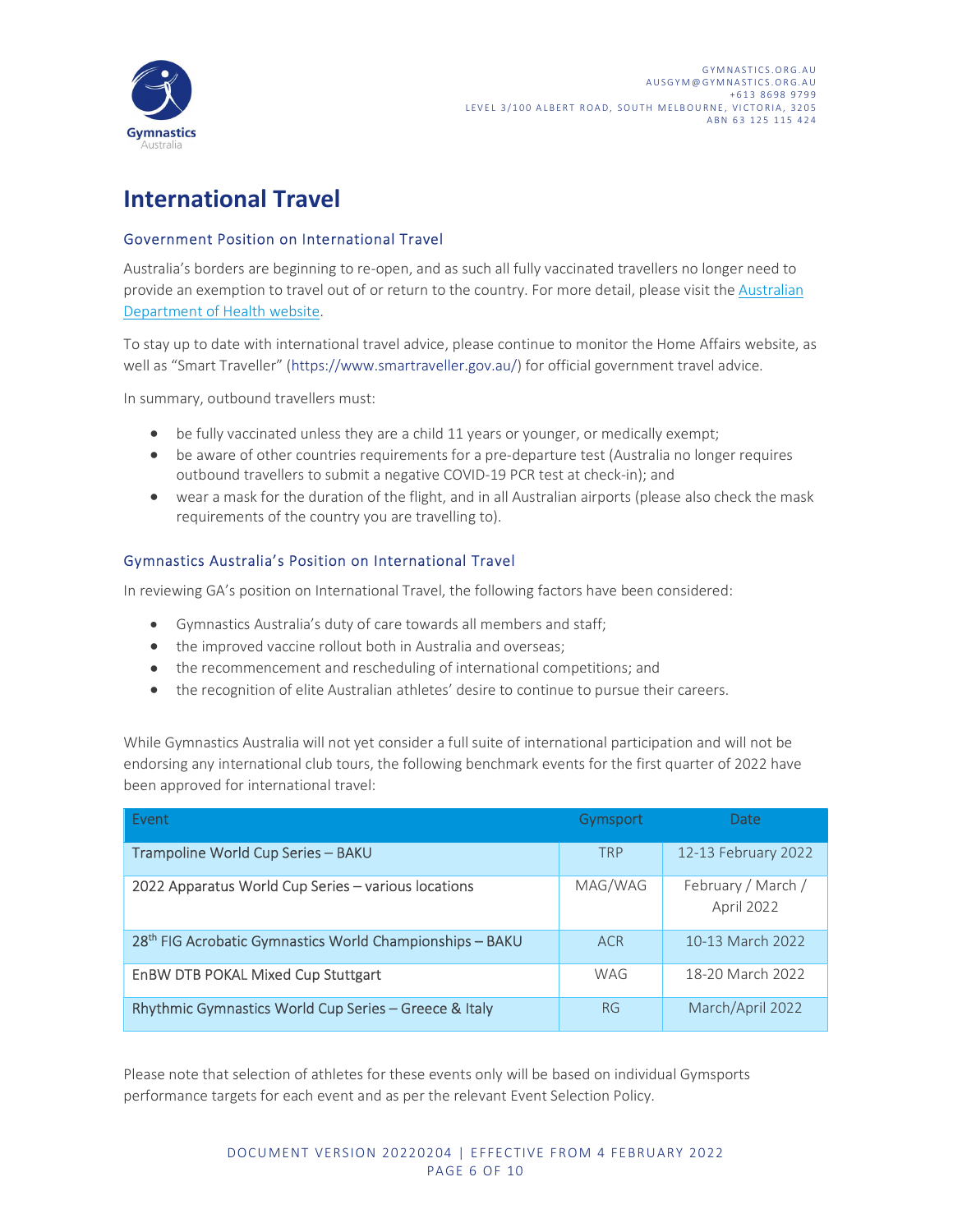# International Travel

## Government Position on International Travel

Australia's borders are beginning to re-open, and as such all fully vaccinated travellers no longer need to provide an exemption to travel out of or return to the country. For more detail, please visit the Australian Department of Health website.

To stay up to date with international travel advice, please continue to monitor the Home Affairs website, as well as "Smart Traveller" (https://www.smartraveller.gov.au/) for official government travel advice.

In summary, outbound travellers must:

- be fully vaccinated unless they are a child 11 years or younger, or medically exempt;
- be aware of other countries requirements for a pre-departure test (Australia no longer requires outbound travellers to submit a negative COVID-19 PCR test at check-in); and
- wear a mask for the duration of the flight, and in all Australian airports (please also check the mask requirements of the country you are travelling to).

## Gymnastics Australia's Position on International Travel

In reviewing GA's position on International Travel, the following factors have been considered:

- Gymnastics Australia's duty of care towards all members and staff;
- the improved vaccine rollout both in Australia and overseas;
- the recommencement and rescheduling of international competitions; and
- the recognition of elite Australian athletes' desire to continue to pursue their careers.

While Gymnastics Australia will not yet consider a full suite of international participation and will not be endorsing any international club tours, the following benchmark events for the first quarter of 2022 have been approved for international travel:

| Event | Gymsport | Date |
|---|---|---|
| Trampoline World Cup Series – BAKU | TRP | 12-13 February 2022 |
| 2022 Apparatus World Cup Series – various locations | MAG/WAG | February / March / April 2022 |
| 28th FIG Acrobatic Gymnastics World Championships – BAKU | ACR | 10-13 March 2022 |
| EnBW DTB POKAL Mixed Cup Stuttgart | WAG | 18-20 March 2022 |
| Rhythmic Gymnastics World Cup Series – Greece & Italy | RG | March/April 2022 |

Please note that selection of athletes for these events only will be based on individual Gymsports performance targets for each event and as per the relevant Event Selection Policy.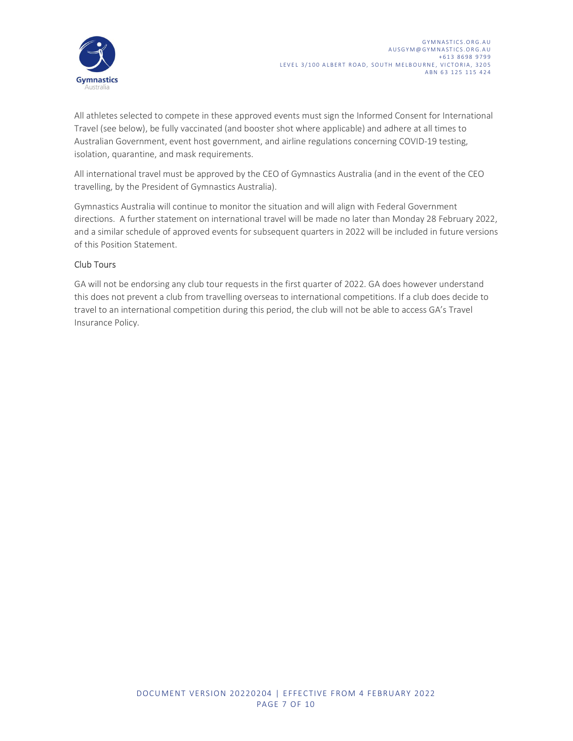All athletes selected to compete in these approved events must sign the Informed Consent for International Travel (see below), be fully vaccinated (and booster shot where applicable) and adhere at all times to Australian Government, event host government, and airline regulations concerning COVID-19 testing, isolation, quarantine, and mask requirements.

All international travel must be approved by the CEO of Gymnastics Australia (and in the event of the CEO travelling, by the President of Gymnastics Australia).

Gymnastics Australia will continue to monitor the situation and will align with Federal Government directions. A further statement on international travel will be made no later than Monday 28 February 2022, and a similar schedule of approved events for subsequent quarters in 2022 will be included in future versions of this Position Statement.

### Club Tours

GA will not be endorsing any club tour requests in the first quarter of 2022. GA does however understand this does not prevent a club from travelling overseas to international competitions. If a club does decide to travel to an international competition during this period, the club will not be able to access GA's Travel Insurance Policy.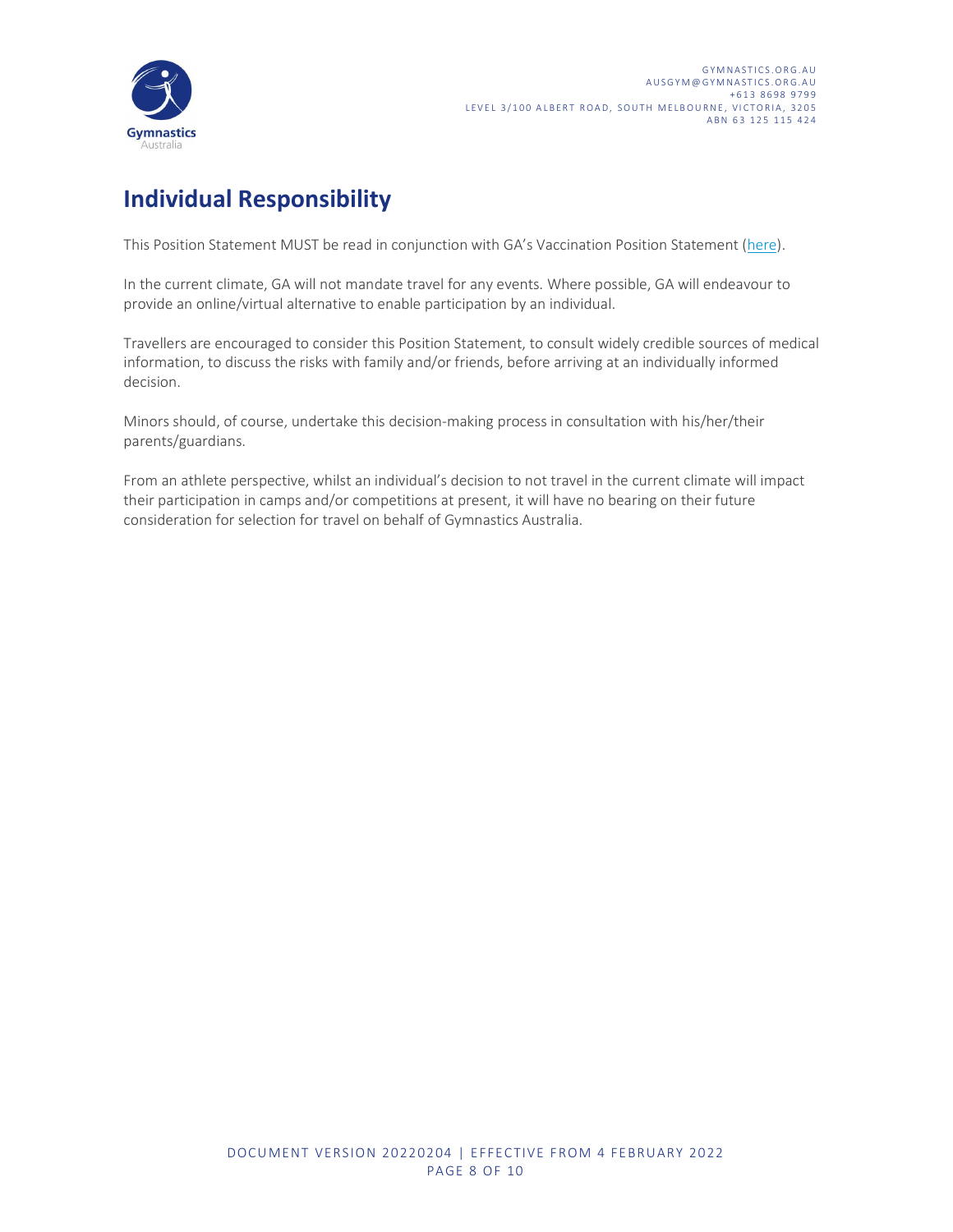## Individual Responsibility

This Position Statement MUST be read in conjunction with GA's Vaccination Position Statement (here).

In the current climate, GA will not mandate travel for any events. Where possible, GA will endeavour to provide an online/virtual alternative to enable participation by an individual.

Travellers are encouraged to consider this Position Statement, to consult widely credible sources of medical information, to discuss the risks with family and/or friends, before arriving at an individually informed decision.

Minors should, of course, undertake this decision-making process in consultation with his/her/their parents/guardians.

From an athlete perspective, whilst an individual's decision to not travel in the current climate will impact their participation in camps and/or competitions at present, it will have no bearing on their future consideration for selection for travel on behalf of Gymnastics Australia.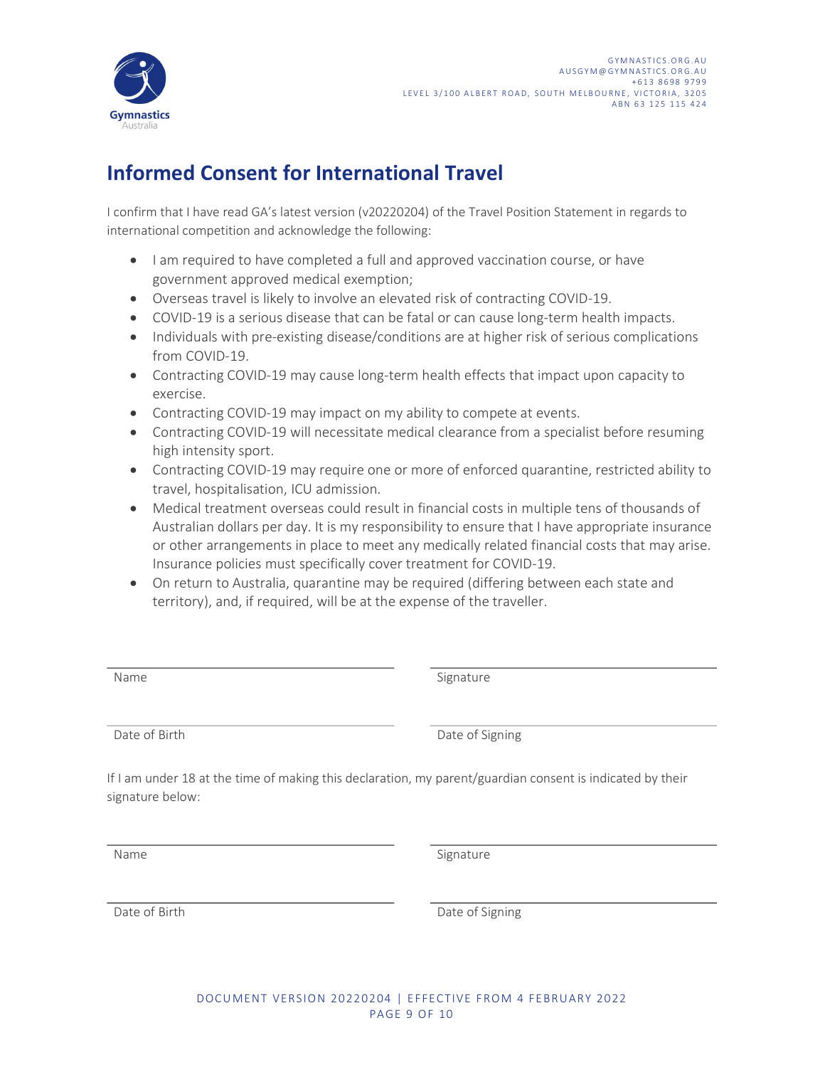# Informed Consent for International Travel

I confirm that I have read GA's latest version (v20220204) of the Travel Position Statement in regards to international competition and acknowledge the following:

- I am required to have completed a full and approved vaccination course, or have government approved medical exemption;
- Overseas travel is likely to involve an elevated risk of contracting COVID-19.
- COVID-19 is a serious disease that can be fatal or can cause long-term health impacts.
- Individuals with pre-existing disease/conditions are at higher risk of serious complications from COVID-19.
- Contracting COVID-19 may cause long-term health effects that impact upon capacity to exercise.
- Contracting COVID-19 may impact on my ability to compete at events.
- Contracting COVID-19 will necessitate medical clearance from a specialist before resuming high intensity sport.
- Contracting COVID-19 may require one or more of enforced quarantine, restricted ability to travel, hospitalisation, ICU admission.
- Medical treatment overseas could result in financial costs in multiple tens of thousands of Australian dollars per day. It is my responsibility to ensure that I have appropriate insurance or other arrangements in place to meet any medically related financial costs that may arise. Insurance policies must specifically cover treatment for COVID-19.
- On return to Australia, quarantine may be required (differing between each state and territory), and, if required, will be at the expense of the traveller.

| | |
|---|---|
| Name | Signature |
| Date of Birth | Date of Signing |

If I am under 18 at the time of making this declaration, my parent/guardian consent is indicated by their signature below:

| | |
|---|---|
| Name | Signature |
| Date of Birth | Date of Signing |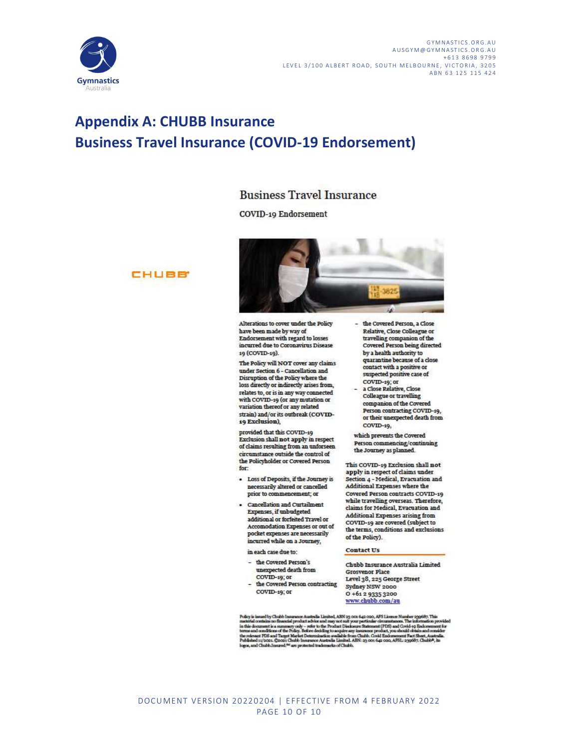# Appendix A: CHUBB Insurance
# Business Travel Insurance (COVID-19 Endorsement)

CHUBB

## Business Travel Insurance

### COVID-19 Endorsement

Alterations to cover under the Policy have been made by way of Endorsement with regard to losses incurred due to Coronavirus Disease 19 (COVID-19).

The Policy will NOT cover any claims under Section 6 - Cancellation and Disruption of the Policy where the loss directly or indirectly arises from, relates to, or is in any way connected with COVID-19 (or any mutation or variation thereof or any related strain) and/or its outbreak (**COVID-19 Exclusion**),

provided that this COVID-19 Exclusion shall **not apply** in respect of claims resulting from an unforseen circumstance outside the control of the Policyholder or Covered Person for:

- Loss of Deposits, if the Journey is necessarily altered or cancelled prior to commencement; or
- Cancellation and Curtailment Expenses, if unbudgeted additional or forfeited Travel or Accomodation Expenses or out of pocket expenses are necessarily incurred while on a Journey,

in each case due to:

- the Covered Person's unexpected death from COVID-19; or
- the Covered Person contracting COVID-19; or
- the Covered Person, a Close Relative, Close Colleague or travelling companion of the Covered Person being directed by a health authority to quarantine because of a close contact with a positive or suspected positive case of COVID-19; or
- a Close Relative, Close Colleague or travelling companion of the Covered Person contracting COVID-19, or their unexpected death from COVID-19,

which prevents the Covered Person commencing/continuing the Journey as planned.

**This COVID-19 Exclusion shall not apply in respect of claims under Section 4 - Medical, Evacuation and Additional Expenses where the Covered Person contracts COVID-19 while travelling overseas. Therefore, claims for Medical, Evacuation and Additional Expenses arising from COVID-19 are covered (subject to the terms, conditions and exclusions of the Policy).**

### Contact Us

Chubb Insurance Australia Limited
Grosvenor Place
Level 38, 225 George Street
Sydney NSW 2000
O +61 2 9335 3200
www.chubb.com/au

Policy is issued by Chubb Insurance Australia Limited, ABN 23 001 642 020, AFS Licence Number 239687. This material contains no financial product advice and may not suit your particular circumstances. The information provided in this document is a summary only – refer to the Product Disclosure Statement (PDS) and Covid-19 Endorsement for terms and conditions of the Policy. Before deciding to acquire any insurance product, you should obtain and consider the relevant PDS and Target Market Determination available from Chubb. Covid Endorsement Fact Sheet, Australia. Published 11/2021. ©2021 Chubb Insurance Australia Limited. ABN: 23 001 642 020, AFSL: 239687. Chubb®, its logos, and Chubb.Insured.℠ are protected trademarks of Chubb.

DOCUMENT VERSION 20220204 | EFFECTIVE FROM 4 FEBRUARY 2022